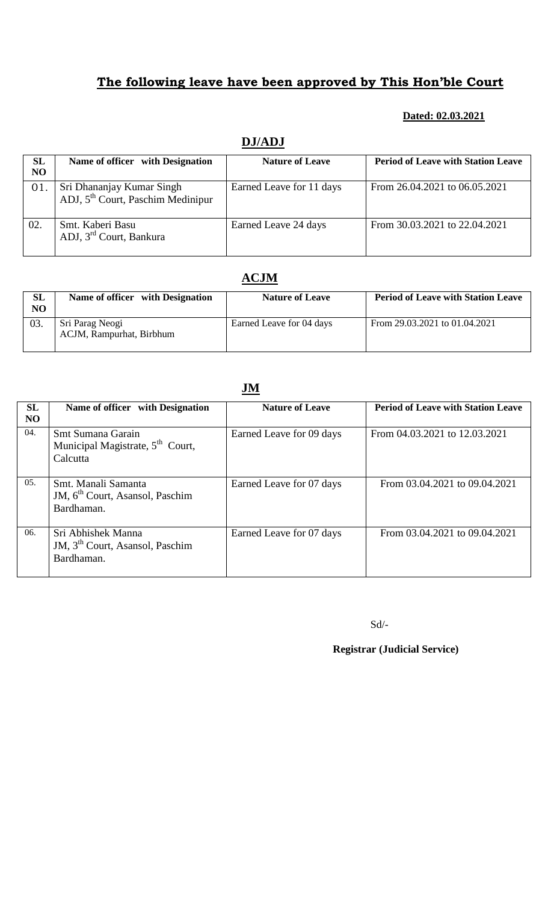## **The following leave have been approved by This Hon'ble Court**

**Dated: 02.03.2021**

### **DJ/ADJ**

| SL NO | Name of officer with Designation | Nature of Leave | Period of Leave with Station Leave |
|---|---|---|---|
| 01. | Sri Dhananjay Kumar Singh ADJ, 5th Court, Paschim Medinipur | Earned Leave for 11 days | From 26.04.2021 to 06.05.2021 |
| 02. | Smt. Kaberi Basu ADJ, 3rd Court, Bankura | Earned Leave 24 days | From 30.03.2021 to 22.04.2021 |

### **ACJM**

| SL NO | Name of officer with Designation | Nature of Leave | Period of Leave with Station Leave |
|---|---|---|---|
| 03. | Sri Parag Neogi ACJM, Rampurhat, Birbhum | Earned Leave for 04 days | From 29.03.2021 to 01.04.2021 |

### **JM**

| SL NO | Name of officer with Designation | Nature of Leave | Period of Leave with Station Leave |
|---|---|---|---|
| 04. | Smt Sumana Garain Municipal Magistrate, 5th Court, Calcutta | Earned Leave for 09 days | From 04.03.2021 to 12.03.2021 |
| 05. | Smt. Manali Samanta JM, 6th Court, Asansol, Paschim Bardhaman. | Earned Leave for 07 days | From 03.04.2021 to 09.04.2021 |
| 06. | Sri Abhishek Manna JM, 3rd Court, Asansol, Paschim Bardhaman. | Earned Leave for 07 days | From 03.04.2021 to 09.04.2021 |

Sd/-

**Registrar (Judicial Service)**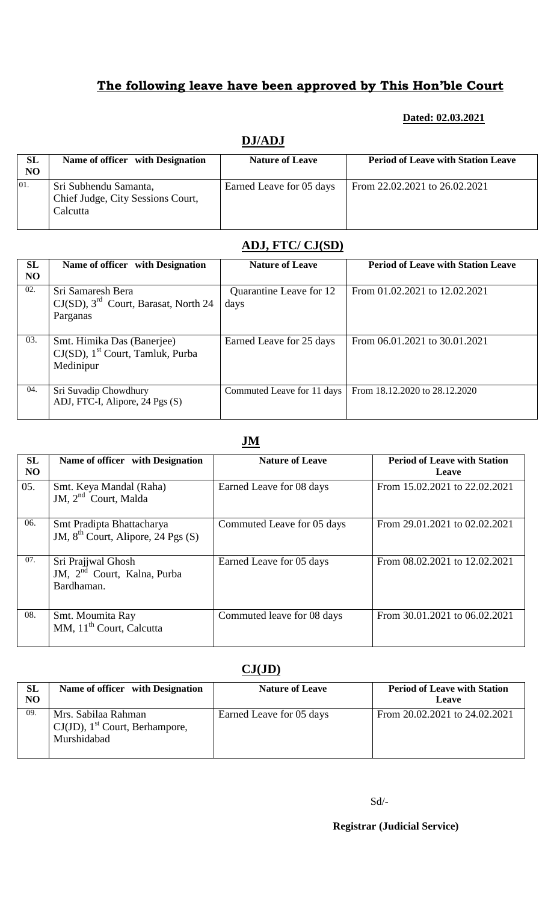## The following leave have been approved by This Hon'ble Court

**Dated: 02.03.2021**

### DJ/ADJ

| SL NO | Name of officer with Designation | Nature of Leave | Period of Leave with Station Leave |
|---|---|---|---|
| 01. | Sri Subhendu Samanta, Chief Judge, City Sessions Court, Calcutta | Earned Leave for 05 days | From 22.02.2021 to 26.02.2021 |

### ADJ, FTC/ CJ(SD)

| SL NO | Name of officer with Designation | Nature of Leave | Period of Leave with Station Leave |
|---|---|---|---|
| 02. | Sri Samaresh Bera CJ(SD), 3rd Court, Barasat, North 24 Parganas | Quarantine Leave for 12 days | From 01.02.2021 to 12.02.2021 |
| 03. | Smt. Himika Das (Banerjee) CJ(SD), 1st Court, Tamluk, Purba Medinipur | Earned Leave for 25 days | From 06.01.2021 to 30.01.2021 |
| 04. | Sri Suvadip Chowdhury ADJ, FTC-I, Alipore, 24 Pgs (S) | Commuted Leave for 11 days | From 18.12.2020 to 28.12.2020 |

### JM

| SL NO | Name of officer with Designation | Nature of Leave | Period of Leave with Station Leave |
|---|---|---|---|
| 05. | Smt. Keya Mandal (Raha) JM, 2nd Court, Malda | Earned Leave for 08 days | From 15.02.2021 to 22.02.2021 |
| 06. | Smt Pradipta Bhattacharya JM, 8th Court, Alipore, 24 Pgs (S) | Commuted Leave for 05 days | From 29.01.2021 to 02.02.2021 |
| 07. | Sri Prajjwal Ghosh JM, 2nd Court, Kalna, Purba Bardhaman. | Earned Leave for 05 days | From 08.02.2021 to 12.02.2021 |
| 08. | Smt. Moumita Ray MM, 11th Court, Calcutta | Commuted leave for 08 days | From 30.01.2021 to 06.02.2021 |

### CJ(JD)

| SL NO | Name of officer with Designation | Nature of Leave | Period of Leave with Station Leave |
|---|---|---|---|
| 09. | Mrs. Sabilaa Rahman CJ(JD), 1st Court, Berhampore, Murshidabad | Earned Leave for 05 days | From 20.02.2021 to 24.02.2021 |

Sd/-

**Registrar (Judicial Service)**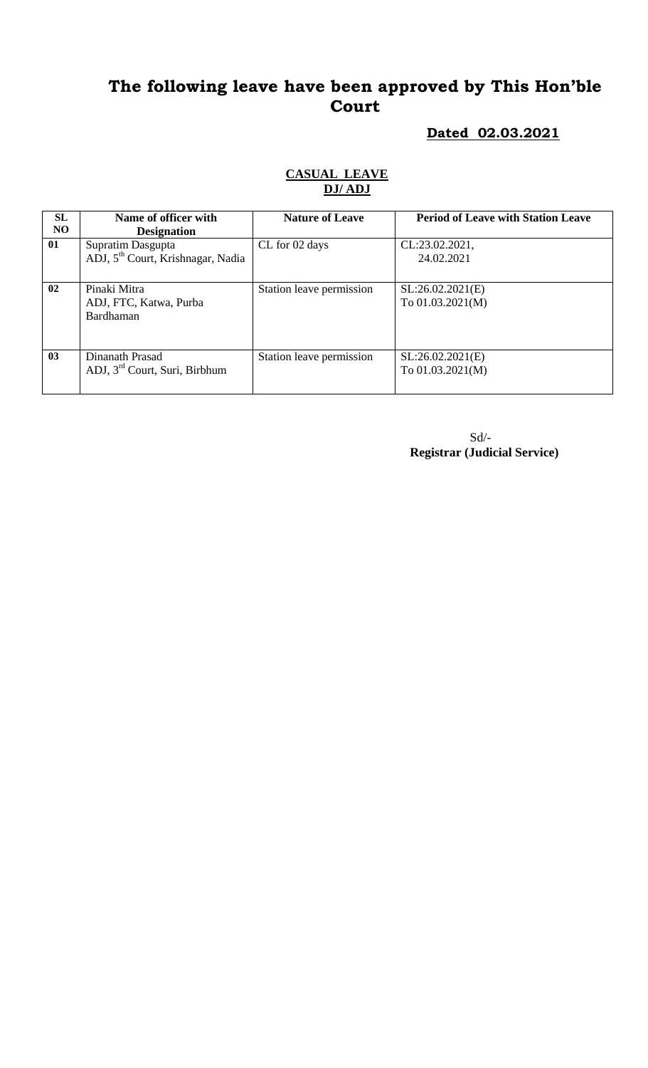# The following leave have been approved by This Hon'ble Court

**Dated 02.03.2021**

**CASUAL LEAVE**

**DJ/ ADJ**

| SL NO | Name of officer with Designation | Nature of Leave | Period of Leave with Station Leave |
|---|---|---|---|
| 01 | Supratim Dasgupta ADJ, 5th Court, Krishnagar, Nadia | CL for 02 days | CL:23.02.2021, 24.02.2021 |
| 02 | Pinaki Mitra ADJ, FTC, Katwa, Purba Bardhaman | Station leave permission | SL:26.02.2021(E) To 01.03.2021(M) |
| 03 | Dinanath Prasad ADJ, 3rd Court, Suri, Birbhum | Station leave permission | SL:26.02.2021(E) To 01.03.2021(M) |

Sd/-
**Registrar (Judicial Service)**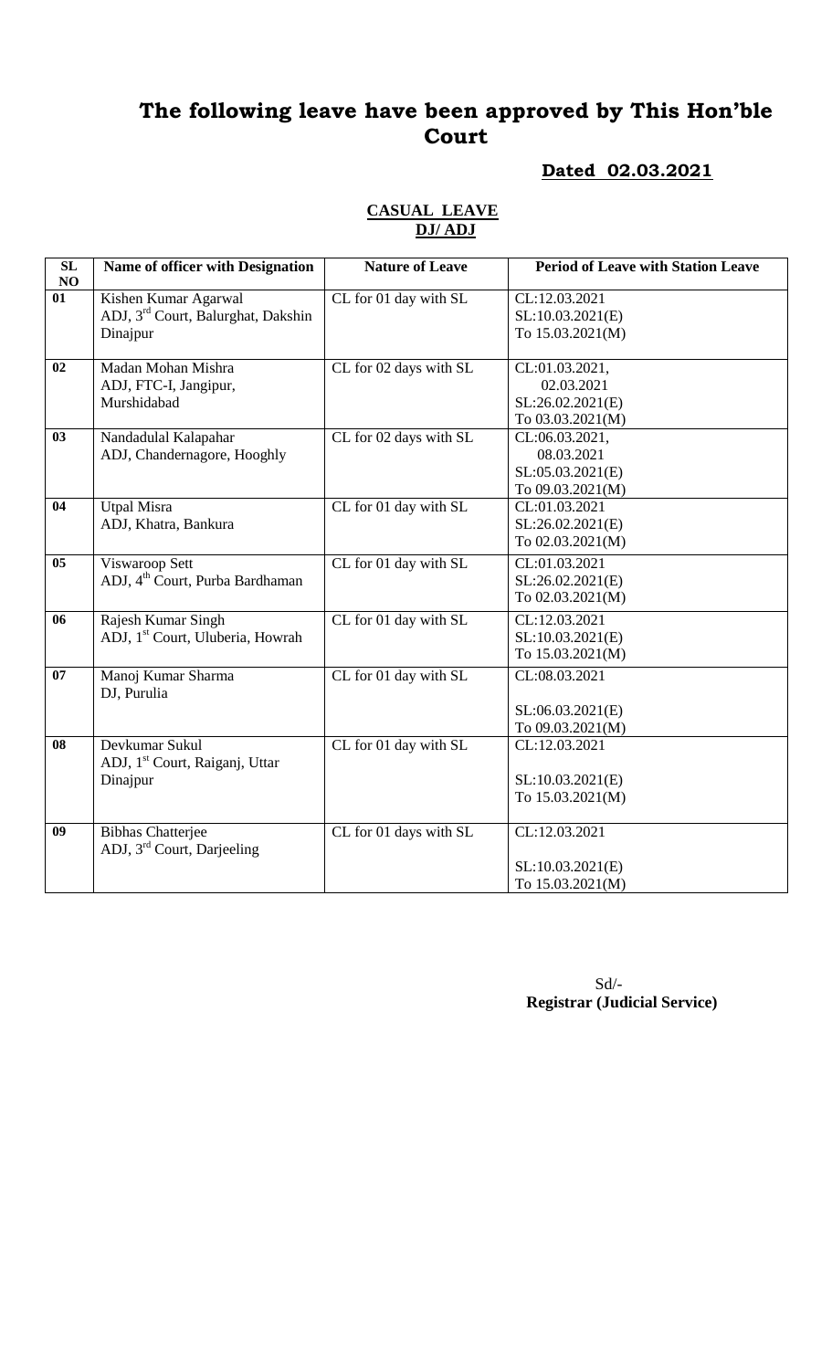# The following leave have been approved by This Hon'ble Court

**Dated 02.03.2021**

**CASUAL LEAVE**
**DJ/ ADJ**

| SL NO | Name of officer with Designation | Nature of Leave | Period of Leave with Station Leave |
|---|---|---|---|
| 01 | Kishen Kumar Agarwal ADJ, 3rd Court, Balurghat, Dakshin Dinajpur | CL for 01 day with SL | CL:12.03.2021 SL:10.03.2021(E) To 15.03.2021(M) |
| 02 | Madan Mohan Mishra ADJ, FTC-I, Jangipur, Murshidabad | CL for 02 days with SL | CL:01.03.2021, 02.03.2021 SL:26.02.2021(E) To 03.03.2021(M) |
| 03 | Nandadulal Kalapahar ADJ, Chandernagore, Hooghly | CL for 02 days with SL | CL:06.03.2021, 08.03.2021 SL:05.03.2021(E) To 09.03.2021(M) |
| 04 | Utpal Misra ADJ, Khatra, Bankura | CL for 01 day with SL | CL:01.03.2021 SL:26.02.2021(E) To 02.03.2021(M) |
| 05 | Viswaroop Sett ADJ, 4th Court, Purba Bardhaman | CL for 01 day with SL | CL:01.03.2021 SL:26.02.2021(E) To 02.03.2021(M) |
| 06 | Rajesh Kumar Singh ADJ, 1st Court, Uluberia, Howrah | CL for 01 day with SL | CL:12.03.2021 SL:10.03.2021(E) To 15.03.2021(M) |
| 07 | Manoj Kumar Sharma DJ, Purulia | CL for 01 day with SL | CL:08.03.2021 SL:06.03.2021(E) To 09.03.2021(M) |
| 08 | Devkumar Sukul ADJ, 1st Court, Raiganj, Uttar Dinajpur | CL for 01 day with SL | CL:12.03.2021 SL:10.03.2021(E) To 15.03.2021(M) |
| 09 | Bibhas Chatterjee ADJ, 3rd Court, Darjeeling | CL for 01 days with SL | CL:12.03.2021 SL:10.03.2021(E) To 15.03.2021(M) |

Sd/-
**Registrar (Judicial Service)**